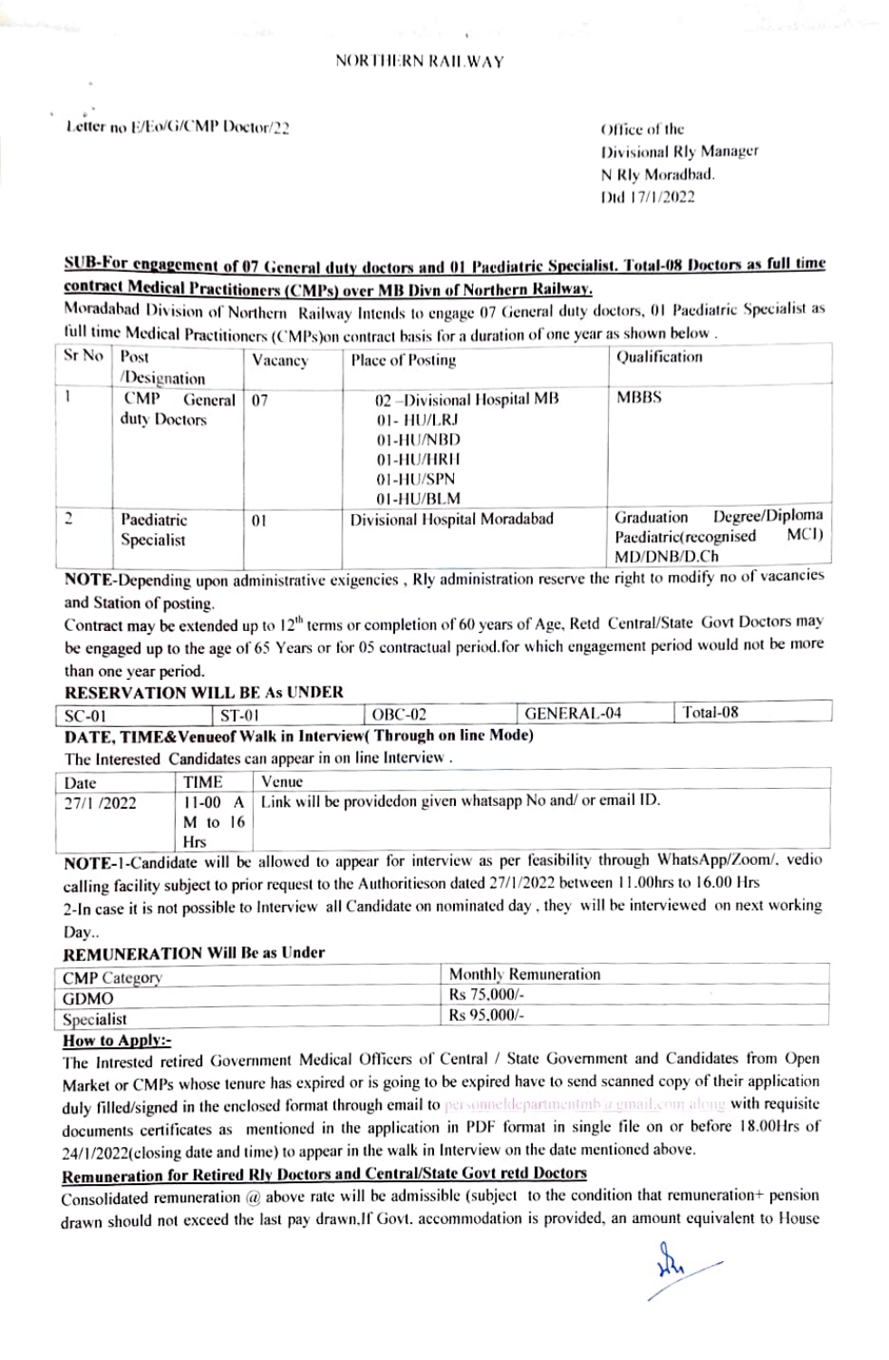NORTHERN RAILWAY

Letter no E/Eo/G/CMP Doctor/22

Office of the
Divisional Rly Manager
N Rly Moradbad.
Dtd 17/1/2022

**SUB-For engagement of 07 General duty doctors and 01 Paediatric Specialist. Total-08 Doctors as full time contract Medical Practitioners (CMPs) over MB Divn of Northern Railway.**

Moradabad Division of Northern Railway Intends to engage 07 General duty doctors, 01 Paediatric Specialist as full time Medical Practitioners (CMPs)on contract basis for a duration of one year as shown below .

| Sr No | Post /Designation | Vacancy | Place of Posting | Qualification |
|---|---|---|---|---|
| 1 | CMP General duty Doctors | 07 | 02 -Divisional Hospital MB<br>01- HU/LRJ<br>01-HU/NBD<br>01-HU/HRH<br>01-HU/SPN<br>01-HU/BLM | MBBS |
| 2 | Paediatric Specialist | 01 | Divisional Hospital Moradabad | Graduation Degree/Diploma Paediatric(recognised MCI) MD/DNB/D.Ch |

**NOTE**-Depending upon administrative exigencies , Rly administration reserve the right to modify no of vacancies and Station of posting.

Contract may be extended up to 12th terms or completion of 60 years of Age, Retd Central/State Govt Doctors may be engaged up to the age of 65 Years or for 05 contractual period.for which engagement period would not be more than one year period.

**RESERVATION WILL BE As UNDER**

| SC-01 | ST-01 | OBC-02 | GENERAL-04 | Total-08 |
|---|---|---|---|---|

**DATE, TIME&Venueof Walk in Interview( Through on line Mode)**

The Interested Candidates can appear in on line Interview .

| Date | TIME | Venue |
|---|---|---|
| 27/1 /2022 | 11-00 AM to 16 Hrs | Link will be providedon given whatsapp No and/ or email ID. |

**NOTE**-1-Candidate will be allowed to appear for interview as per feasibility through WhatsApp/Zoom/. vedio calling facility subject to prior request to the Authoritieson dated 27/1/2022 between 11.00hrs to 16.00 Hrs

2-In case it is not possible to Interview all Candidate on nominated day , they will be interviewed on next working Day..

**REMUNERATION Will Be as Under**

| CMP Category | Monthly Remuneration |
|---|---|
| GDMO | Rs 75,000/- |
| Specialist | Rs 95,000/- |

**How to Apply:-**

The Intrested retired Government Medical Officers of Central / State Government and Candidates from Open Market or CMPs whose tenure has expired or is going to be expired have to send scanned copy of their application duly filled/signed in the enclosed format through email to personneldepartmentmb@gmail.com along with requisite documents certificates as mentioned in the application in PDF format in single file on or before 18.00Hrs of 24/1/2022(closing date and time) to appear in the walk in Interview on the date mentioned above.

**Remuneration for Retired Rly Doctors and Central/State Govt retd Doctors**

Consolidated remuneration @ above rate will be admissible (subject to the condition that remuneration+ pension drawn should not exceed the last pay drawn.If Govt. accommodation is provided, an amount equivalent to House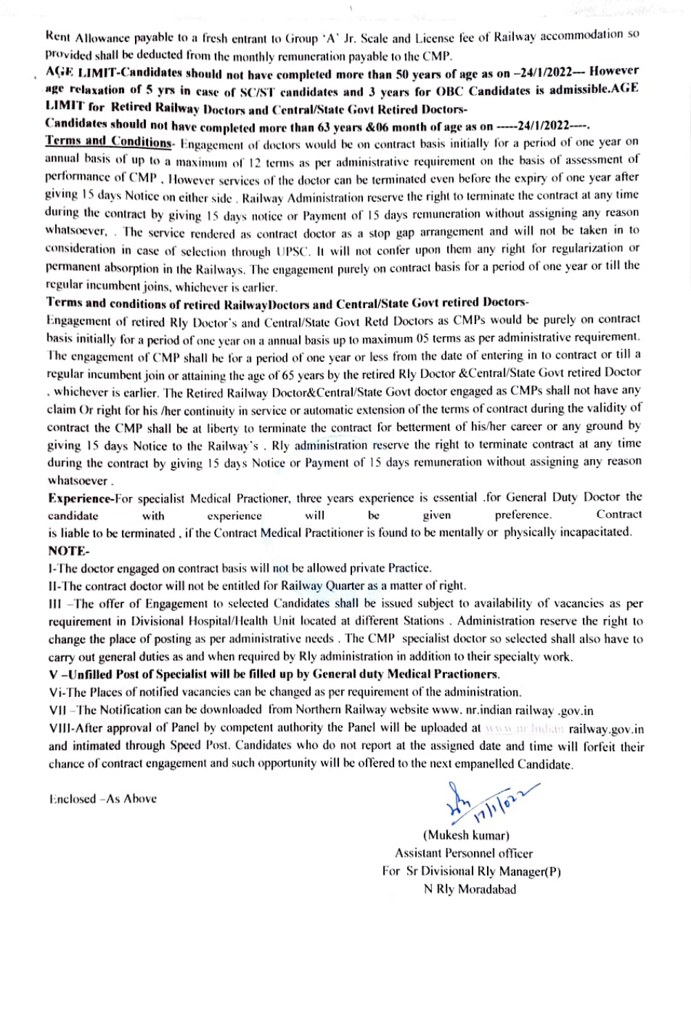Rent Allowance payable to a fresh entrant to Group 'A' Jr. Scale and License fee of Railway accommodation so provided shall be deducted from the monthly remuneration payable to the CMP.

**AGE LIMIT-Candidates should not have completed more than 50 years of age as on –24/1/2022— However age relaxation of 5 yrs in case of SC/ST candidates and 3 years for OBC Candidates is admissible.AGE LIMIT for Retired Railway Doctors and Central/State Govt Retired Doctors-**

**Candidates should not have completed more than 63 years &06 month of age as on -----24/1/2022----.**

**Terms and Conditions**- Engagement of doctors would be on contract basis initially for a period of one year on annual basis of up to a maximum of 12 terms as per administrative requirement on the basis of assessment of performance of CMP , However services of the doctor can be terminated even before the expiry of one year after giving 15 days Notice on either side . Railway Administration reserve the right to terminate the contract at any time during the contract by giving 15 days notice or Payment of 15 days remuneration without assigning any reason whatsoever, . The service rendered as contract doctor as a stop gap arrangement and will not be taken in to consideration in case of selection through UPSC. It will not confer upon them any right for regularization or permanent absorption in the Railways. The engagement purely on contract basis for a period of one year or till the regular incumbent joins, whichever is earlier.

**Terms and conditions of retired RailwayDoctors and Central/State Govt retired Doctors-**

Engagement of retired Rly Doctor's and Central/State Govt Retd Doctors as CMPs would be purely on contract basis initially for a period of one year on a annual basis up to maximum 05 terms as per administrative requirement. The engagement of CMP shall be for a period of one year or less from the date of entering in to contract or till a regular incumbent join or attaining the age of 65 years by the retired Rly Doctor &Central/State Govt retired Doctor , whichever is earlier. The Retired Railway Doctor&Central/State Govt doctor engaged as CMPs shall not have any claim Or right for his /her continuity in service or automatic extension of the terms of contract during the validity of contract the CMP shall be at liberty to terminate the contract for betterment of his/her career or any ground by giving 15 days Notice to the Railway's . Rly administration reserve the right to terminate contract at any time during the contract by giving 15 days Notice or Payment of 15 days remuneration without assigning any reason whatsoever .

**Experience**-For specialist Medical Practioner, three years experience is essential .for General Duty Doctor the candidate with experience will be given preference. Contract is liable to be terminated , if the Contract Medical Practitioner is found to be mentally or physically incapacitated.

**NOTE-**

I-The doctor engaged on contract basis will not be allowed private Practice.

II-The contract doctor will not be entitled for Railway Quarter as a matter of right.

III –The offer of Engagement to selected Candidates shall be issued subject to availability of vacancies as per requirement in Divisional Hospital/Health Unit located at different Stations . Administration reserve the right to change the place of posting as per administrative needs . The CMP specialist doctor so selected shall also have to carry out general duties as and when required by Rly administration in addition to their specialty work.

**V –Unfilled Post of Specialist will be filled up by General duty Medical Practioners.**

Vi-The Places of notified vacancies can be changed as per requirement of the administration.

VII –The Notification can be downloaded from Northern Railway website www. nr.indian railway .gov.in

VIII-After approval of Panel by competent authority the Panel will be uploaded at www.nr.indian railway.gov.in and intimated through Speed Post. Candidates who do not report at the assigned date and time will forfeit their chance of contract engagement and such opportunity will be offered to the next empanelled Candidate.

Enclosed –As Above

17/1/022

(Mukesh kumar)
Assistant Personnel officer
For Sr Divisional Rly Manager(P)
N Rly Moradabad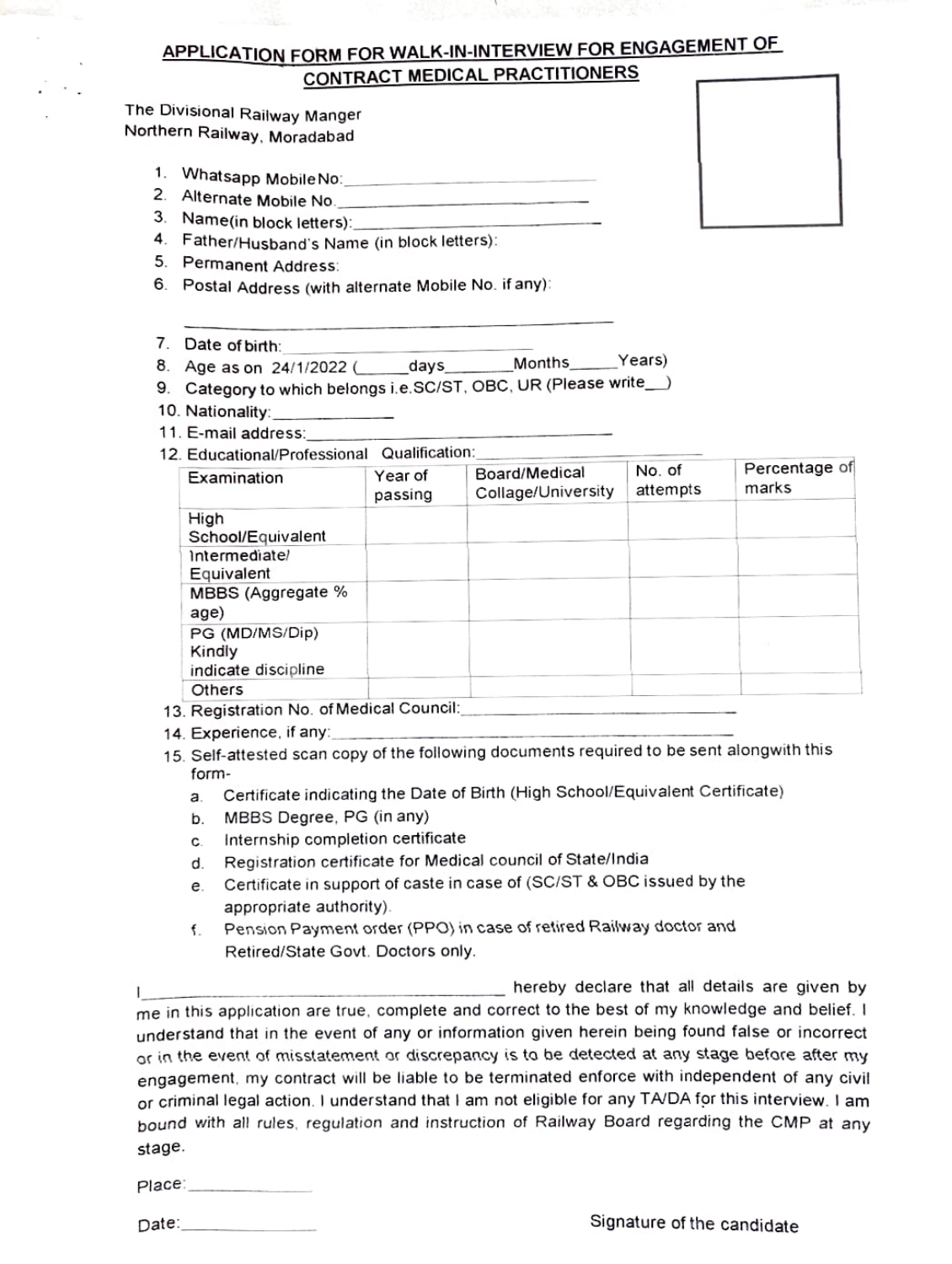## APPLICATION FORM FOR WALK-IN-INTERVIEW FOR ENGAGEMENT OF CONTRACT MEDICAL PRACTITIONERS

The Divisional Railway Manger
Northern Railway, Moradabad

1. Whatsapp Mobile No:_______________________
2. Alternate Mobile No._______________________
3. Name(in block letters):_______________________
4. Father/Husband's Name (in block letters):
5. Permanent Address:
6. Postal Address (with alternate Mobile No. if any):

_______________________________________________

7. Date of birth:_______________________
8. Age as on 24/1/2022 (______days________Months______Years)
9. Category to which belongs i.e.SC/ST, OBC, UR (Please write__)
10. Nationality:_____________
11. E-mail address:_______________________
12. Educational/Professional Qualification:

| Examination | Year of passing | Board/Medical Collage/University | No. of attempts | Percentage of marks |
|---|---|---|---|---|
| High School/Equivalent | | | | |
| Intermediate/ Equivalent | | | | |
| MBBS (Aggregate % age) | | | | |
| PG (MD/MS/Dip) Kindly indicate discipline | | | | |
| Others | | | | |

13. Registration No. of Medical Council:_______________________
14. Experience, if any:_______________________
15. Self-attested scan copy of the following documents required to be sent alongwith this form-
    a. Certificate indicating the Date of Birth (High School/Equivalent Certificate)
    b. MBBS Degree, PG (in any)
    c. Internship completion certificate
    d. Registration certificate for Medical council of State/India
    e. Certificate in support of caste in case of (SC/ST & OBC issued by the appropriate authority).
    f. Pension Payment order (PPO) in case of retired Railway doctor and Retired/State Govt. Doctors only.

I_______________________________ hereby declare that all details are given by me in this application are true, complete and correct to the best of my knowledge and belief. I understand that in the event of any or information given herein being found false or incorrect or in the event of misstatement or discrepancy is to be detected at any stage before after my engagement, my contract will be liable to be terminated enforce with independent of any civil or criminal legal action. I understand that I am not eligible for any TA/DA for this interview. I am bound with all rules, regulation and instruction of Railway Board regarding the CMP at any stage.

Place:____________

Date:____________

Signature of the candidate